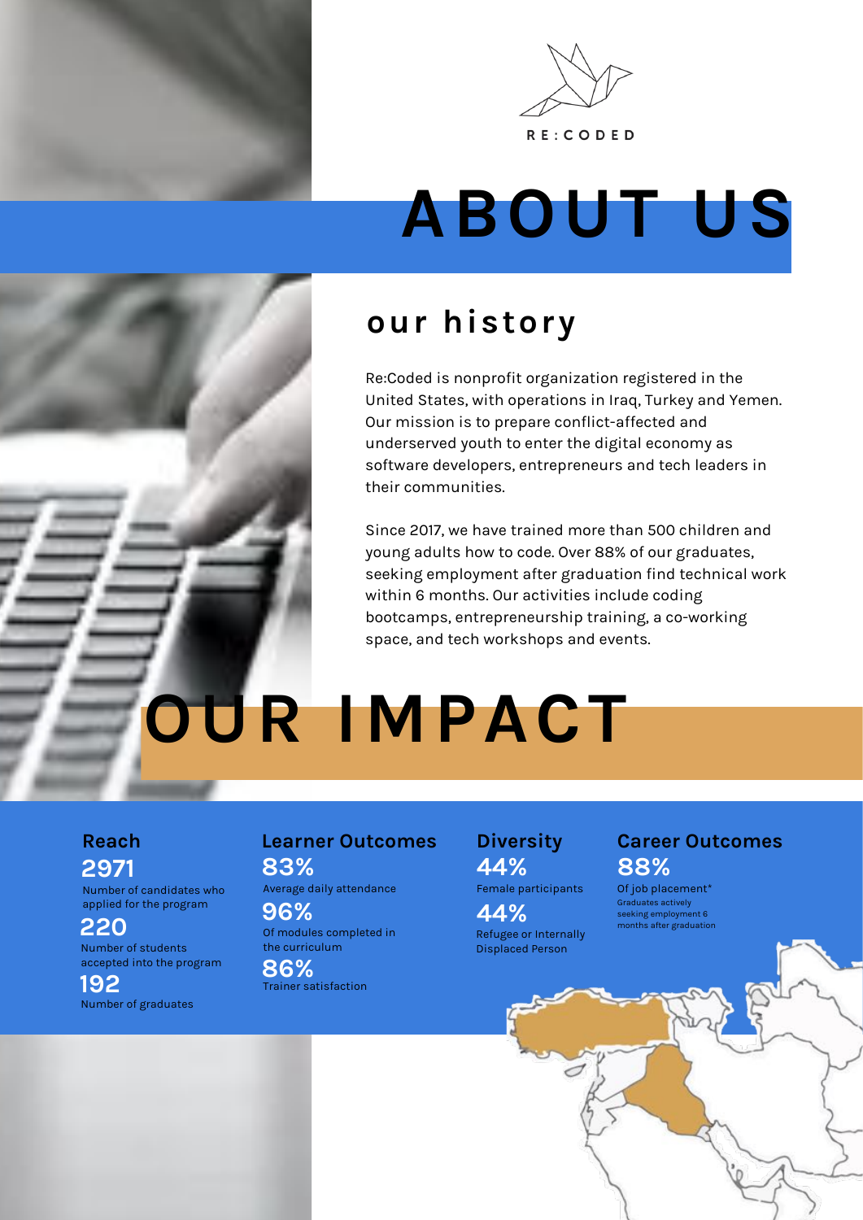RE:CODED

# ABOUT US

## our history

Re:Coded is nonprofit organization registered in the United States, with operations in Iraq, Turkey and Yemen. Our mission is to prepare conflict-affected and underserved youth to enter the digital economy as software developers, entrepreneurs and tech leaders in their communities.

Since 2017, we have trained more than 500 children and young adults how to code. Over 88% of our graduates, seeking employment after graduation find technical work within 6 months. Our activities include coding bootcamps, entrepreneurship training, a co-working space, and tech workshops and events.

# OUR IMPACT

### Reach

**2971**
Number of candidates who applied for the program

**220**
Number of students accepted into the program

**192**
Number of graduates

### Learner Outcomes

**83%**
Average daily attendance

**96%**
Of modules completed in the curriculum

**86%**
Trainer satisfaction

### Diversity

**44%**
Female participants

**44%**
Refugee or Internally Displaced Person

### Career Outcomes

**88%**
Of job placement*

Graduates actively seeking employment 6 months after graduation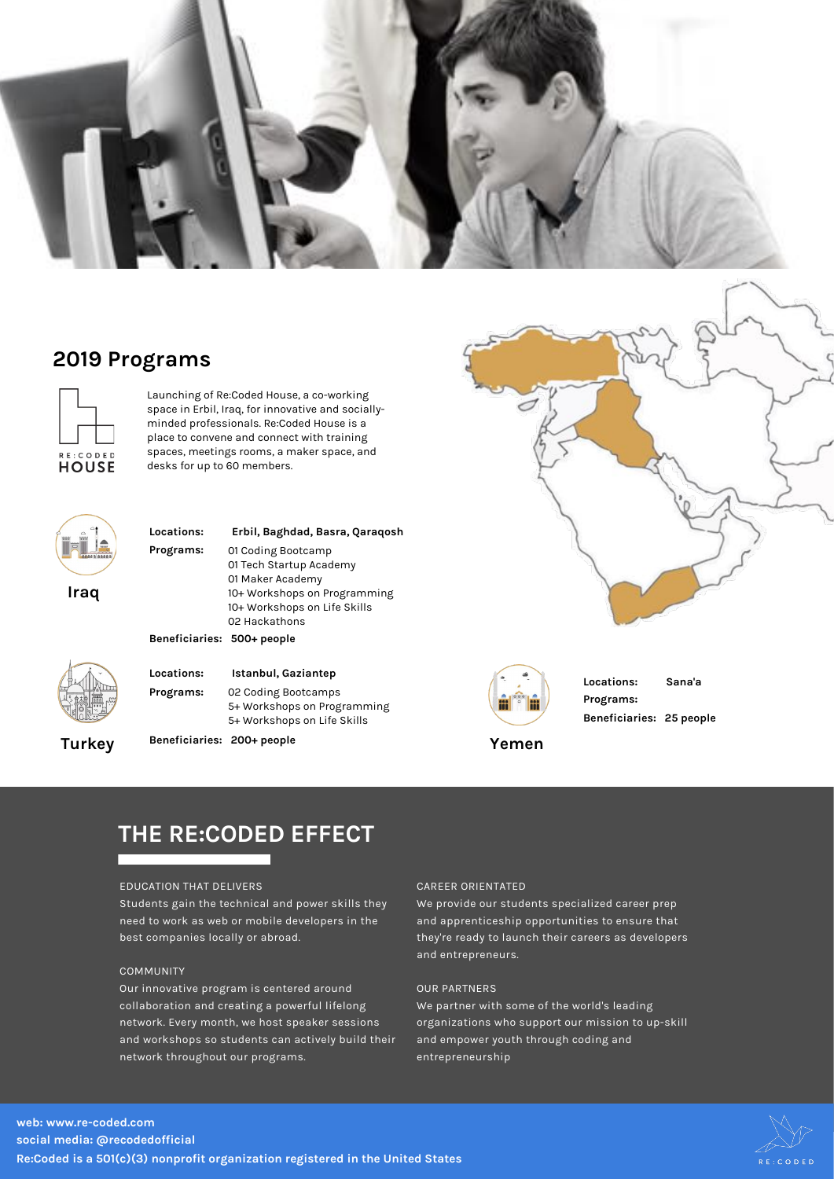## 2019 Programs

Launching of Re:Coded House, a co-working space in Erbil, Iraq, for innovative and socially-minded professionals. Re:Coded House is a place to convene and connect with training spaces, meetings rooms, a maker space, and desks for up to 60 members.

### Iraq

**Locations:** **Erbil, Baghdad, Basra, Qaraqosh**

**Programs:**
- 01 Coding Bootcamp
- 01 Tech Startup Academy
- 01 Maker Academy
- 10+ Workshops on Programming
- 10+ Workshops on Life Skills
- 02 Hackathons

**Beneficiaries:** **500+ people**

### Turkey

**Locations:** **Istanbul, Gaziantep**

**Programs:**
- 02 Coding Bootcamps
- 5+ Workshops on Programming
- 5+ Workshops on Life Skills

**Beneficiaries:** **200+ people**

### Yemen

**Locations:** **Sana'a**

**Programs:**

**Beneficiaries:** **25 people**

## THE RE:CODED EFFECT

EDUCATION THAT DELIVERS

Students gain the technical and power skills they need to work as web or mobile developers in the best companies locally or abroad.

COMMUNITY

Our innovative program is centered around collaboration and creating a powerful lifelong network. Every month, we host speaker sessions and workshops so students can actively build their network throughout our programs.

CAREER ORIENTATED

We provide our students specialized career prep and apprenticeship opportunities to ensure that they're ready to launch their careers as developers and entrepreneurs.

OUR PARTNERS

We partner with some of the world's leading organizations who support our mission to up-skill and empower youth through coding and entrepreneurship

**web: www.re-coded.com**
**social media: @recodedofficial**
**Re:Coded is a 501(c)(3) nonprofit organization registered in the United States**